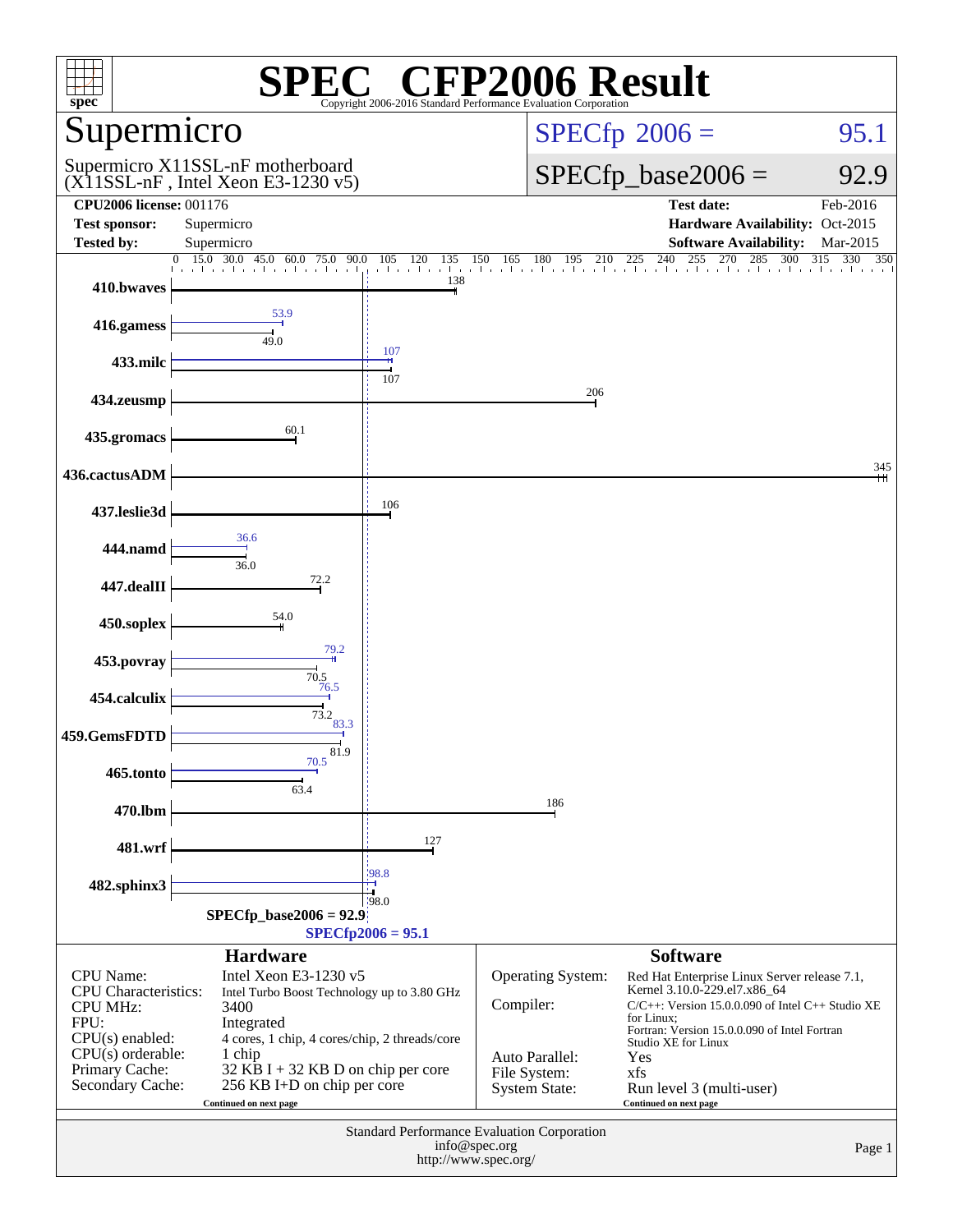# SPEC® CFP2006 Result

Copyright 2006-2016 Standard Performance Evaluation Corporation

## Supermicro

Supermicro X11SSL-nF motherboard
(X11SSL-nF , Intel Xeon E3-1230 v5)

SPECfp 2006 = 95.1

SPECfp_base2006 = 92.9

**CPU2006 license:** 001176
**Test sponsor:** Supermicro
**Tested by:** Supermicro

**Test date:** Feb-2016
**Hardware Availability:** Oct-2015
**Software Availability:** Mar-2015

| Benchmark | Base | Peak |
|---|---|---|
| 410.bwaves | 138 | |
| 416.gamess | 49.0 | 53.9 |
| 433.milc | 107 | 107 |
| 434.zeusmp | 206 | |
| 435.gromacs | 60.1 | |
| 436.cactusADM | 345 | |
| 437.leslie3d | 106 | |
| 444.namd | 36.0 | 36.6 |
| 447.dealII | 72.2 | |
| 450.soplex | 54.0 | |
| 453.povray | 70.5 | 79.2 |
| 454.calculix | 73.2 | 76.5 |
| 459.GemsFDTD | 81.9 | 83.3 |
| 465.tonto | 63.4 | 70.5 |
| 470.lbm | 186 | |
| 481.wrf | 127 | |
| 482.sphinx3 | 98.0 | 98.8 |

SPECfp_base2006 = 92.9
SPECfp2006 = 95.1

### Hardware

| | |
|---|---|
| CPU Name: | Intel Xeon E3-1230 v5 |
| CPU Characteristics: | Intel Turbo Boost Technology up to 3.80 GHz |
| CPU MHz: | 3400 |
| FPU: | Integrated |
| CPU(s) enabled: | 4 cores, 1 chip, 4 cores/chip, 2 threads/core |
| CPU(s) orderable: | 1 chip |
| Primary Cache: | 32 KB I + 32 KB D on chip per core |
| Secondary Cache: | 256 KB I+D on chip per core |

Continued on next page

### Software

| | |
|---|---|
| Operating System: | Red Hat Enterprise Linux Server release 7.1, Kernel 3.10.0-229.el7.x86_64 |
| Compiler: | C/C++: Version 15.0.0.090 of Intel C++ Studio XE for Linux; Fortran: Version 15.0.0.090 of Intel Fortran Studio XE for Linux |
| Auto Parallel: | Yes |
| File System: | xfs |
| System State: | Run level 3 (multi-user) |

Continued on next page

Standard Performance Evaluation Corporation
info@spec.org
http://www.spec.org/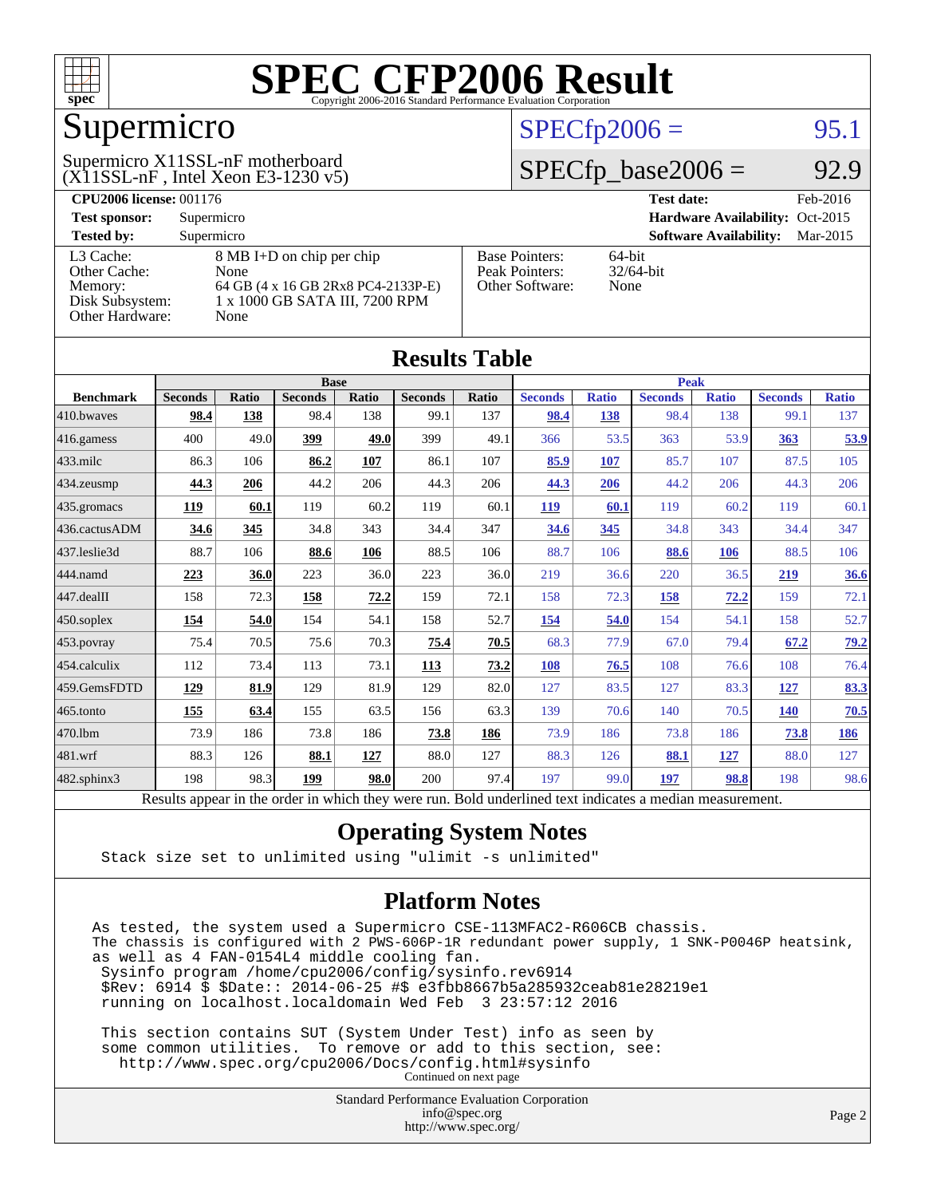# SPEC CFP2006 Result

Copyright 2006-2016 Standard Performance Evaluation Corporation

## Supermicro

Supermicro X11SSL-nF motherboard
(X11SSL-nF , Intel Xeon E3-1230 v5)

SPECfp2006 = 95.1

SPECfp_base2006 = 92.9

| | | | |
|---|---|---|---|
| **CPU2006 license:** 001176 | | **Test date:** | Feb-2016 |
| **Test sponsor:** | Supermicro | **Hardware Availability:** | Oct-2015 |
| **Tested by:** | Supermicro | **Software Availability:** | Mar-2015 |

| | |
|---|---|
| L3 Cache: | 8 MB I+D on chip per chip |
| Other Cache: | None |
| Memory: | 64 GB (4 x 16 GB 2Rx8 PC4-2133P-E) |
| Disk Subsystem: | 1 x 1000 GB SATA III, 7200 RPM |
| Other Hardware: | None |

| | |
|---|---|
| Base Pointers: | 64-bit |
| Peak Pointers: | 32/64-bit |
| Other Software: | None |

## Results Table

| | Base | | | | | | Peak | | | | | |
|---|---|---|---|---|---|---|---|---|---|---|---|---|
| **Benchmark** | **Seconds** | **Ratio** | **Seconds** | **Ratio** | **Seconds** | **Ratio** | **Seconds** | **Ratio** | **Seconds** | **Ratio** | **Seconds** | **Ratio** |
| 410.bwaves | **98.4** | **138** | 98.4 | 138 | 99.1 | 137 | **98.4** | **138** | 98.4 | 138 | 99.1 | 137 |
| 416.gamess | 400 | 49.0 | **399** | **49.0** | 399 | 49.1 | 366 | 53.5 | 363 | 53.9 | **363** | **53.9** |
| 433.milc | 86.3 | 106 | **86.2** | **107** | 86.1 | 107 | **85.9** | **107** | 85.7 | 107 | 87.5 | 105 |
| 434.zeusmp | **44.3** | **206** | 44.2 | 206 | 44.3 | 206 | **44.3** | **206** | 44.2 | 206 | 44.3 | 206 |
| 435.gromacs | **119** | **60.1** | 119 | 60.2 | 119 | 60.1 | **119** | **60.1** | 119 | 60.2 | 119 | 60.1 |
| 436.cactusADM | **34.6** | **345** | 34.8 | 343 | 34.4 | 347 | **34.6** | **345** | 34.8 | 343 | 34.4 | 347 |
| 437.leslie3d | 88.7 | 106 | **88.6** | **106** | 88.5 | 106 | 88.7 | 106 | **88.6** | **106** | 88.5 | 106 |
| 444.namd | **223** | **36.0** | 223 | 36.0 | 223 | 36.0 | 219 | 36.6 | 220 | 36.5 | **219** | **36.6** |
| 447.dealII | 158 | 72.3 | **158** | **72.2** | 159 | 72.1 | 158 | 72.3 | **158** | **72.2** | 159 | 72.1 |
| 450.soplex | **154** | **54.0** | 154 | 54.1 | 158 | 52.7 | **154** | **54.0** | 154 | 54.1 | 158 | 52.7 |
| 453.povray | 75.4 | 70.5 | 75.6 | 70.3 | **75.4** | **70.5** | 68.3 | 77.9 | 67.0 | 79.4 | **67.2** | **79.2** |
| 454.calculix | 112 | 73.4 | 113 | 73.1 | **113** | **73.2** | **108** | **76.5** | 108 | 76.6 | 108 | 76.4 |
| 459.GemsFDTD | **129** | **81.9** | 129 | 81.9 | 129 | 82.0 | 127 | 83.5 | 127 | 83.3 | **127** | **83.3** |
| 465.tonto | **155** | **63.4** | 155 | 63.5 | 156 | 63.3 | 139 | 70.6 | 140 | 70.5 | **140** | **70.5** |
| 470.lbm | 73.9 | 186 | 73.8 | 186 | **73.8** | **186** | 73.9 | 186 | 73.8 | 186 | **73.8** | **186** |
| 481.wrf | 88.3 | 126 | **88.1** | **127** | 88.0 | 127 | 88.3 | 126 | **88.1** | **127** | 88.0 | 127 |
| 482.sphinx3 | 198 | 98.3 | **199** | **98.0** | 200 | 97.4 | 197 | 99.0 | **197** | **98.8** | 198 | 98.6 |

Results appear in the order in which they were run. Bold underlined text indicates a median measurement.

## Operating System Notes

```
Stack size set to unlimited using "ulimit -s unlimited"
```

## Platform Notes

```
As tested, the system used a Supermicro CSE-113MFAC2-R606CB chassis.
The chassis is configured with 2 PWS-606P-1R redundant power supply, 1 SNK-P0046P heatsink,
as well as 4 FAN-0154L4 middle cooling fan.
 Sysinfo program /home/cpu2006/config/sysinfo.rev6914
 $Rev: 6914 $ $Date:: 2014-06-25 #$ e3fbb8667b5a285932ceab81e28219e1
 running on localhost.localdomain Wed Feb  3 23:57:12 2016

 This section contains SUT (System Under Test) info as seen by
 some common utilities.  To remove or add to this section, see:
   http://www.spec.org/cpu2006/Docs/config.html#sysinfo
```

Continued on next page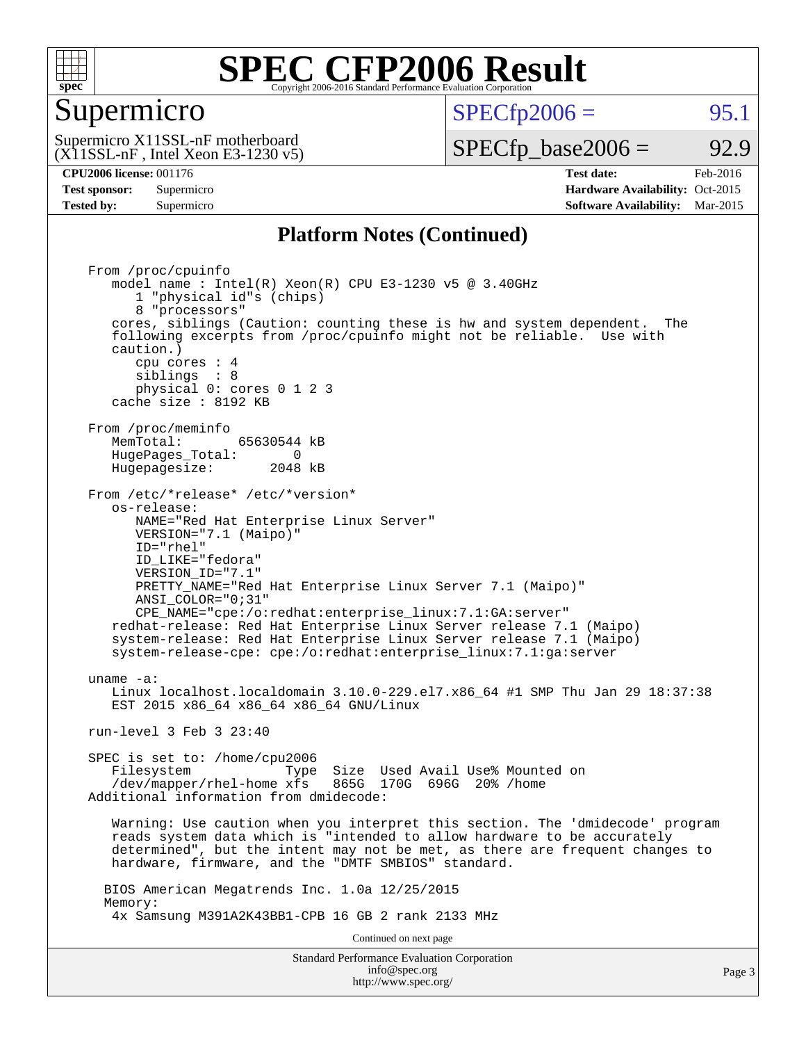# SPEC CFP2006 Result

## Supermicro

Supermicro X11SSL-nF motherboard
(X11SSL-nF , Intel Xeon E3-1230 v5)

SPECfp2006 = 95.1

SPECfp_base2006 = 92.9

**CPU2006 license:** 001176
**Test sponsor:** Supermicro
**Tested by:** Supermicro

**Test date:** Feb-2016
**Hardware Availability:** Oct-2015
**Software Availability:** Mar-2015

### Platform Notes (Continued)

```
From /proc/cpuinfo
   model name : Intel(R) Xeon(R) CPU E3-1230 v5 @ 3.40GHz
      1 "physical id"s (chips)
      8 "processors"
   cores, siblings (Caution: counting these is hw and system dependent.  The
   following excerpts from /proc/cpuinfo might not be reliable.  Use with
   caution.)
      cpu cores : 4
      siblings  : 8
      physical 0: cores 0 1 2 3
   cache size : 8192 KB

From /proc/meminfo
   MemTotal:       65630544 kB
   HugePages_Total:       0
   Hugepagesize:       2048 kB

From /etc/*release* /etc/*version*
   os-release:
      NAME="Red Hat Enterprise Linux Server"
      VERSION="7.1 (Maipo)"
      ID="rhel"
      ID_LIKE="fedora"
      VERSION_ID="7.1"
      PRETTY_NAME="Red Hat Enterprise Linux Server 7.1 (Maipo)"
      ANSI_COLOR="0;31"
      CPE_NAME="cpe:/o:redhat:enterprise_linux:7.1:GA:server"
   redhat-release: Red Hat Enterprise Linux Server release 7.1 (Maipo)
   system-release: Red Hat Enterprise Linux Server release 7.1 (Maipo)
   system-release-cpe: cpe:/o:redhat:enterprise_linux:7.1:ga:server

uname -a:
   Linux localhost.localdomain 3.10.0-229.el7.x86_64 #1 SMP Thu Jan 29 18:37:38
   EST 2015 x86_64 x86_64 x86_64 GNU/Linux

run-level 3 Feb 3 23:40

SPEC is set to: /home/cpu2006
   Filesystem            Type  Size  Used Avail Use% Mounted on
   /dev/mapper/rhel-home xfs   865G  170G  696G  20% /home
Additional information from dmidecode:

   Warning: Use caution when you interpret this section. The 'dmidecode' program
   reads system data which is "intended to allow hardware to be accurately
   determined", but the intent may not be met, as there are frequent changes to
   hardware, firmware, and the "DMTF SMBIOS" standard.

  BIOS American Megatrends Inc. 1.0a 12/25/2015
  Memory:
   4x Samsung M391A2K43BB1-CPB 16 GB 2 rank 2133 MHz
```

Continued on next page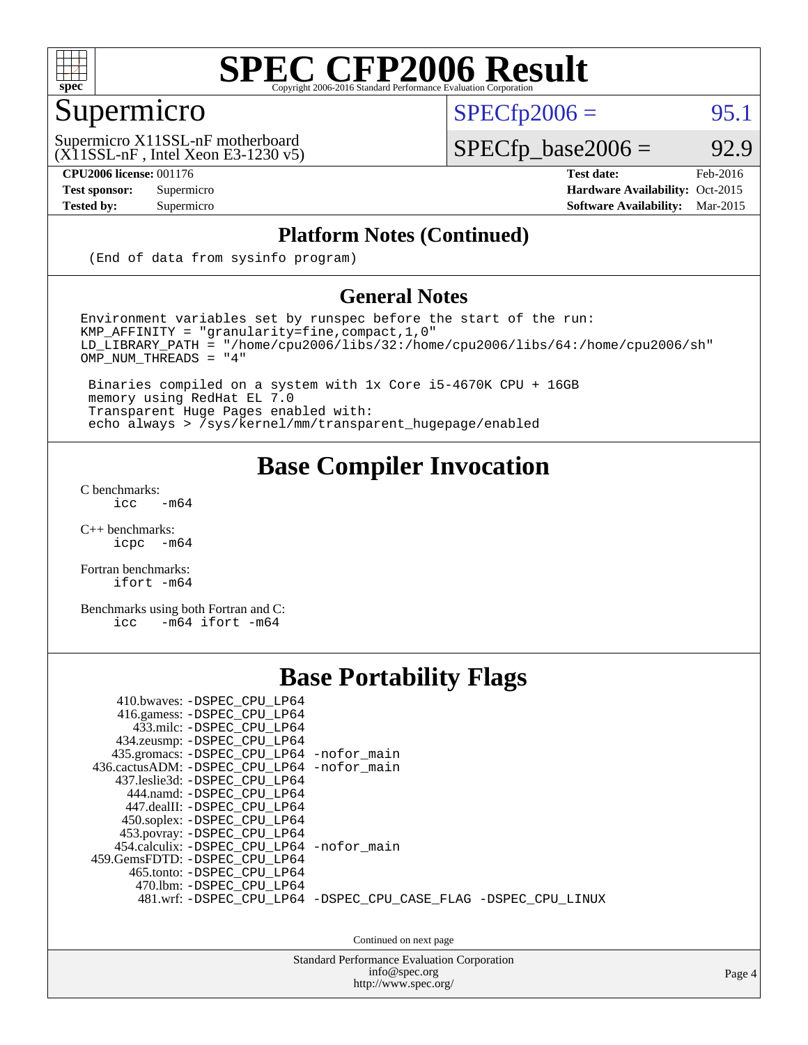# SPEC CFP2006 Result

Copyright 2006-2016 Standard Performance Evaluation Corporation

## Supermicro

Supermicro X11SSL-nF motherboard
(X11SSL-nF , Intel Xeon E3-1230 v5)

SPECfp2006 = 95.1

SPECfp_base2006 = 92.9

| | | | |
|---|---|---|---|
| **CPU2006 license:** 001176 | | **Test date:** | Feb-2016 |
| **Test sponsor:** | Supermicro | **Hardware Availability:** | Oct-2015 |
| **Tested by:** | Supermicro | **Software Availability:** | Mar-2015 |

### Platform Notes (Continued)

```
(End of data from sysinfo program)
```

### General Notes

```
Environment variables set by runspec before the start of the run:
KMP_AFFINITY = "granularity=fine,compact,1,0"
LD_LIBRARY_PATH = "/home/cpu2006/libs/32:/home/cpu2006/libs/64:/home/cpu2006/sh"
OMP_NUM_THREADS = "4"

 Binaries compiled on a system with 1x Core i5-4670K CPU + 16GB
 memory using RedHat EL 7.0
 Transparent Huge Pages enabled with:
 echo always > /sys/kernel/mm/transparent_hugepage/enabled
```

## Base Compiler Invocation

C benchmarks:
```
icc  -m64
```

C++ benchmarks:
```
icpc  -m64
```

Fortran benchmarks:
```
ifort -m64
```

Benchmarks using both Fortran and C:
```
icc  -m64 ifort -m64
```

## Base Portability Flags

```
    410.bwaves: -DSPEC_CPU_LP64
    416.gamess: -DSPEC_CPU_LP64
      433.milc: -DSPEC_CPU_LP64
    434.zeusmp: -DSPEC_CPU_LP64
   435.gromacs: -DSPEC_CPU_LP64 -nofor_main
 436.cactusADM: -DSPEC_CPU_LP64 -nofor_main
   437.leslie3d: -DSPEC_CPU_LP64
     444.namd: -DSPEC_CPU_LP64
    447.dealII: -DSPEC_CPU_LP64
    450.soplex: -DSPEC_CPU_LP64
    453.povray: -DSPEC_CPU_LP64
   454.calculix: -DSPEC_CPU_LP64 -nofor_main
 459.GemsFDTD: -DSPEC_CPU_LP64
     465.tonto: -DSPEC_CPU_LP64
      470.lbm: -DSPEC_CPU_LP64
      481.wrf: -DSPEC_CPU_LP64 -DSPEC_CPU_CASE_FLAG -DSPEC_CPU_LINUX
```

Continued on next page

Standard Performance Evaluation Corporation
info@spec.org
http://www.spec.org/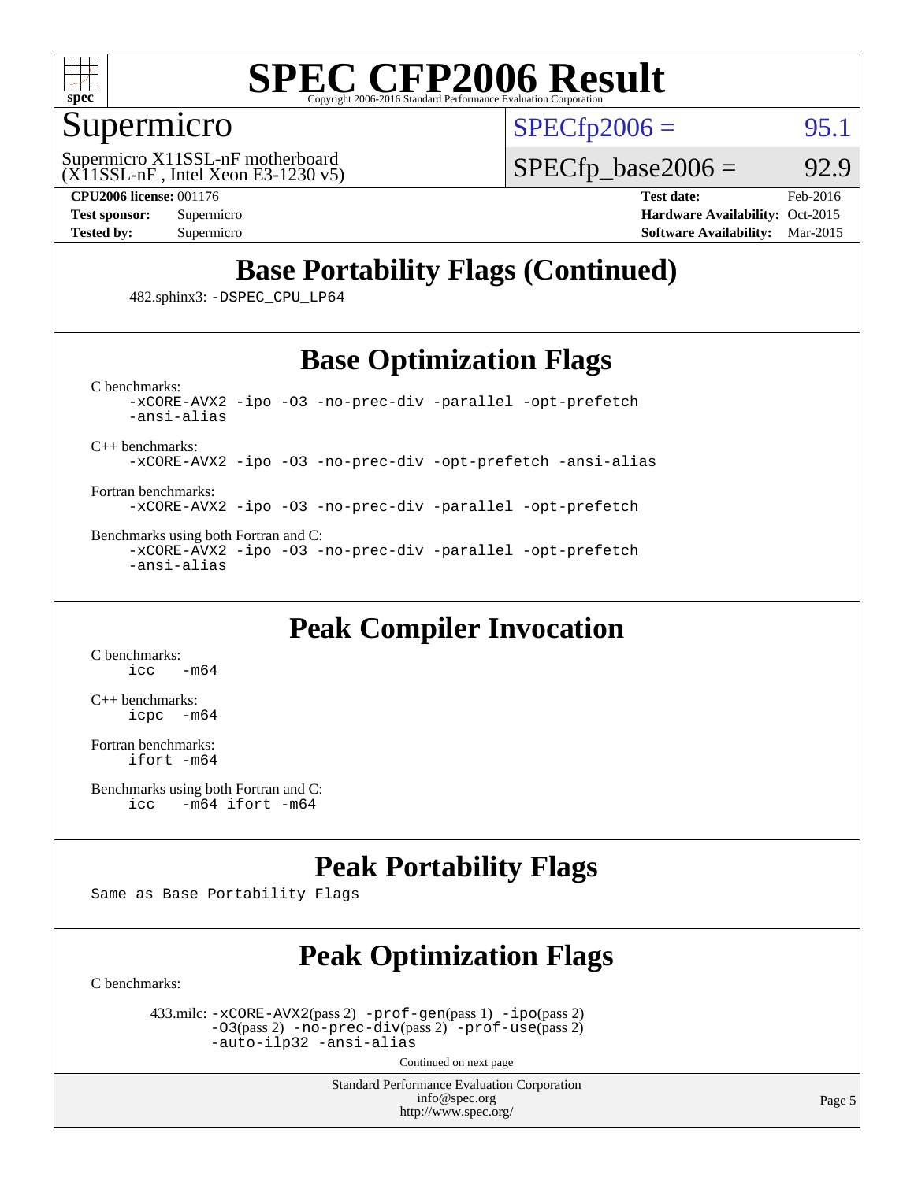# SPEC CFP2006 Result

Copyright 2006-2016 Standard Performance Evaluation Corporation

## Supermicro

Supermicro X11SSL-nF motherboard
(X11SSL-nF , Intel Xeon E3-1230 v5)

SPECfp2006 = 95.1

SPECfp_base2006 = 92.9

**CPU2006 license:** 001176
**Test sponsor:** Supermicro
**Tested by:** Supermicro

**Test date:** Feb-2016
**Hardware Availability:** Oct-2015
**Software Availability:** Mar-2015

## Base Portability Flags (Continued)

482.sphinx3: -DSPEC_CPU_LP64

## Base Optimization Flags

C benchmarks:
```
-xCORE-AVX2 -ipo -O3 -no-prec-div -parallel -opt-prefetch
-ansi-alias
```

C++ benchmarks:
```
-xCORE-AVX2 -ipo -O3 -no-prec-div -opt-prefetch -ansi-alias
```

Fortran benchmarks:
```
-xCORE-AVX2 -ipo -O3 -no-prec-div -parallel -opt-prefetch
```

Benchmarks using both Fortran and C:
```
-xCORE-AVX2 -ipo -O3 -no-prec-div -parallel -opt-prefetch
-ansi-alias
```

## Peak Compiler Invocation

C benchmarks:
```
icc   -m64
```

C++ benchmarks:
```
icpc  -m64
```

Fortran benchmarks:
```
ifort -m64
```

Benchmarks using both Fortran and C:
```
icc   -m64 ifort -m64
```

## Peak Portability Flags

Same as Base Portability Flags

## Peak Optimization Flags

C benchmarks:

433.milc: -xCORE-AVX2(pass 2) -prof-gen(pass 1) -ipo(pass 2) -O3(pass 2) -no-prec-div(pass 2) -prof-use(pass 2) -auto-ilp32 -ansi-alias

Continued on next page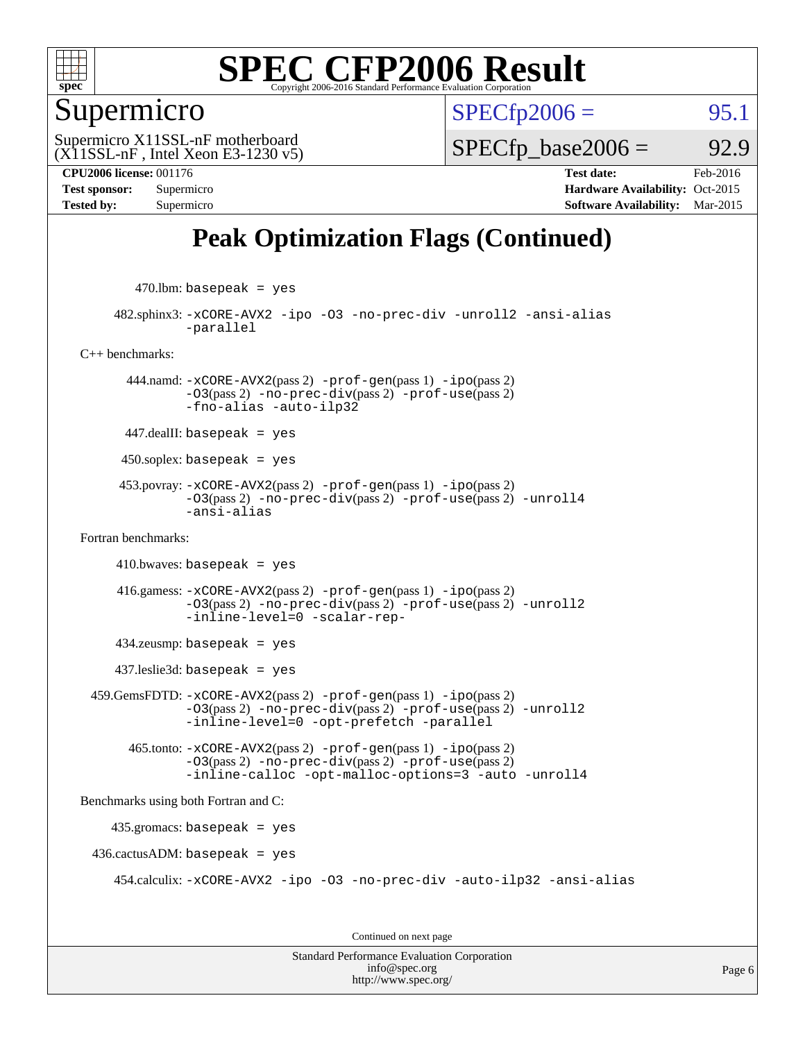# SPEC CFP2006 Result

Copyright 2006-2016 Standard Performance Evaluation Corporation

## Supermicro

Supermicro X11SSL-nF motherboard (X11SSL-nF , Intel Xeon E3-1230 v5)

SPECfp2006 = 95.1

SPECfp_base2006 = 92.9

**CPU2006 license:** 001176
**Test sponsor:** Supermicro
**Tested by:** Supermicro

**Test date:** Feb-2016
**Hardware Availability:** Oct-2015
**Software Availability:** Mar-2015

## Peak Optimization Flags (Continued)

470.lbm: `basepeak = yes`

482.sphinx3: `-xCORE-AVX2 -ipo -O3 -no-prec-div -unroll2 -ansi-alias -parallel`

C++ benchmarks:

444.namd: `-xCORE-AVX2`(pass 2) `-prof-gen`(pass 1) `-ipo`(pass 2) `-O3`(pass 2) `-no-prec-div`(pass 2) `-prof-use`(pass 2) `-fno-alias -auto-ilp32`

447.dealII: `basepeak = yes`

450.soplex: `basepeak = yes`

453.povray: `-xCORE-AVX2`(pass 2) `-prof-gen`(pass 1) `-ipo`(pass 2) `-O3`(pass 2) `-no-prec-div`(pass 2) `-prof-use`(pass 2) `-unroll4 -ansi-alias`

Fortran benchmarks:

410.bwaves: `basepeak = yes`

416.gamess: `-xCORE-AVX2`(pass 2) `-prof-gen`(pass 1) `-ipo`(pass 2) `-O3`(pass 2) `-no-prec-div`(pass 2) `-prof-use`(pass 2) `-unroll2 -inline-level=0 -scalar-rep-`

434.zeusmp: `basepeak = yes`

437.leslie3d: `basepeak = yes`

459.GemsFDTD: `-xCORE-AVX2`(pass 2) `-prof-gen`(pass 1) `-ipo`(pass 2) `-O3`(pass 2) `-no-prec-div`(pass 2) `-prof-use`(pass 2) `-unroll2 -inline-level=0 -opt-prefetch -parallel`

465.tonto: `-xCORE-AVX2`(pass 2) `-prof-gen`(pass 1) `-ipo`(pass 2) `-O3`(pass 2) `-no-prec-div`(pass 2) `-prof-use`(pass 2) `-inline-calloc -opt-malloc-options=3 -auto -unroll4`

Benchmarks using both Fortran and C:

435.gromacs: `basepeak = yes`

436.cactusADM: `basepeak = yes`

454.calculix: `-xCORE-AVX2 -ipo -O3 -no-prec-div -auto-ilp32 -ansi-alias`

Continued on next page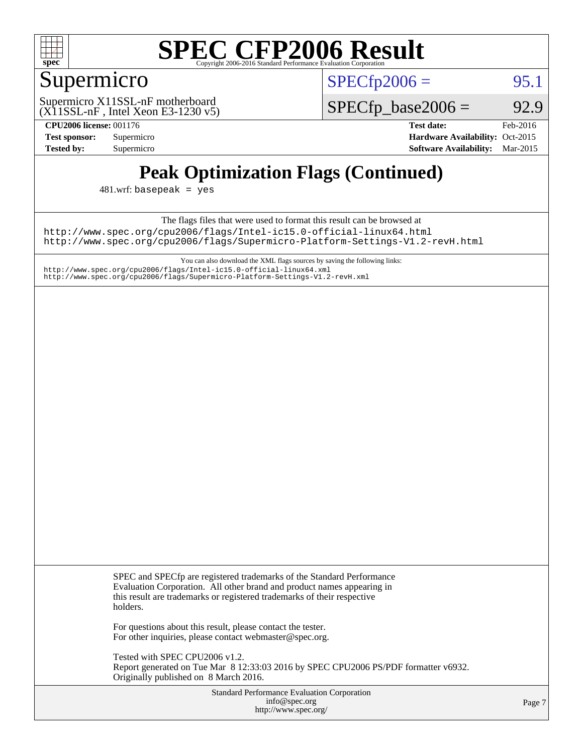# Peak Optimization Flags (Continued)

481.wrf: basepeak = yes

The flags files that were used to format this result can be browsed at
http://www.spec.org/cpu2006/flags/Intel-ic15.0-official-linux64.html
http://www.spec.org/cpu2006/flags/Supermicro-Platform-Settings-V1.2-revH.html

You can also download the XML flags sources by saving the following links:
http://www.spec.org/cpu2006/flags/Intel-ic15.0-official-linux64.xml
http://www.spec.org/cpu2006/flags/Supermicro-Platform-Settings-V1.2-revH.xml

SPEC and SPECfp are registered trademarks of the Standard Performance Evaluation Corporation. All other brand and product names appearing in this result are trademarks or registered trademarks of their respective holders.

For questions about this result, please contact the tester.
For other inquiries, please contact webmaster@spec.org.

Tested with SPEC CPU2006 v1.2.
Report generated on Tue Mar 8 12:33:03 2016 by SPEC CPU2006 PS/PDF formatter v6932.
Originally published on 8 March 2016.